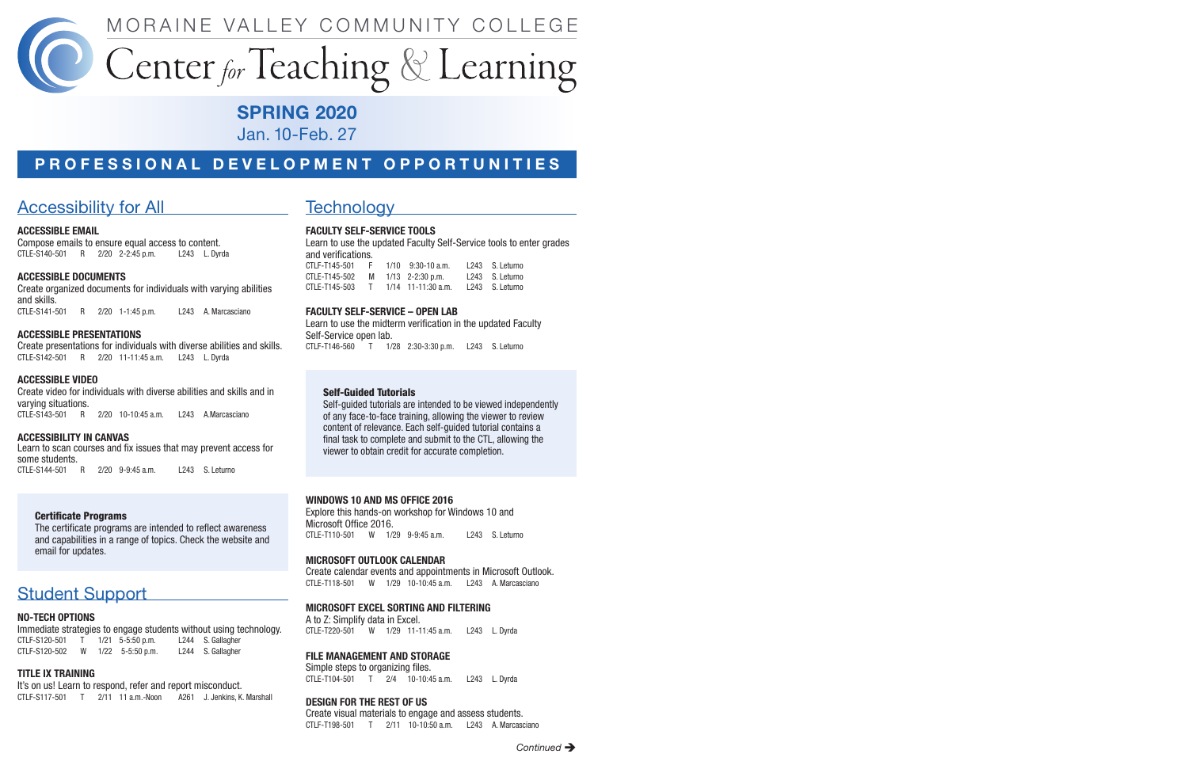# MORAINE VALLEY COMMUNITY COLLEGE
# Center *for* Teaching & Learning

## SPRING 2020
Jan. 10-Feb. 27

## PROFESSIONAL DEVELOPMENT OPPORTUNITIES

## Accessibility for All

**ACCESSIBLE EMAIL**
Compose emails to ensure equal access to content.
CTLE-S140-501 R 2/20 2-2:45 p.m. L243 L. Dyrda

**ACCESSIBLE DOCUMENTS**
Create organized documents for individuals with varying abilities and skills.
CTLE-S141-501 R 2/20 1-1:45 p.m. L243 A. Marcasciano

**ACCESSIBLE PRESENTATIONS**
Create presentations for individuals with diverse abilities and skills.
CTLE-S142-501 R 2/20 11-11:45 a.m. L243 L. Dyrda

**ACCESSIBLE VIDEO**
Create video for individuals with diverse abilities and skills and in varying situations.
CTLE-S143-501 R 2/20 10-10:45 a.m. L243 A.Marcasciano

**ACCESSIBILITY IN CANVAS**
Learn to scan courses and fix issues that may prevent access for some students.
CTLE-S144-501 R 2/20 9-9:45 a.m. L243 S. Leturno

**Certificate Programs**
The certificate programs are intended to reflect awareness and capabilities in a range of topics. Check the website and email for updates.

## Student Support

**NO-TECH OPTIONS**
Immediate strategies to engage students without using technology.
CTLF-S120-501 T 1/21 5-5:50 p.m. L244 S. Gallagher
CTLF-S120-502 W 1/22 5-5:50 p.m. L244 S. Gallagher

**TITLE IX TRAINING**
It's on us! Learn to respond, refer and report misconduct.
CTLF-S117-501 T 2/11 11 a.m.-Noon A261 J. Jenkins, K. Marshall

## Technology

**FACULTY SELF-SERVICE TOOLS**
Learn to use the updated Faculty Self-Service tools to enter grades and verifications.
CTLF-T145-501 F 1/10 9:30-10 a.m. L243 S. Leturno
CTLE-T145-502 M 1/13 2-2:30 p.m. L243 S. Leturno
CTLE-T145-503 T 1/14 11-11:30 a.m. L243 S. Leturno

**FACULTY SELF-SERVICE – OPEN LAB**
Learn to use the midterm verification in the updated Faculty Self-Service open lab.
CTLF-T146-560 T 1/28 2:30-3:30 p.m. L243 S. Leturno

**Self-Guided Tutorials**
Self-guided tutorials are intended to be viewed independently of any face-to-face training, allowing the viewer to review content of relevance. Each self-guided tutorial contains a final task to complete and submit to the CTL, allowing the viewer to obtain credit for accurate completion.

**WINDOWS 10 AND MS OFFICE 2016**
Explore this hands-on workshop for Windows 10 and Microsoft Office 2016.
CTLE-T110-501 W 1/29 9-9:45 a.m. L243 S. Leturno

**MICROSOFT OUTLOOK CALENDAR**
Create calendar events and appointments in Microsoft Outlook.
CTLE-T118-501 W 1/29 10-10:45 a.m. L243 A. Marcasciano

**MICROSOFT EXCEL SORTING AND FILTERING**
A to Z: Simplify data in Excel.
CTLE-T220-501 W 1/29 11-11:45 a.m. L243 L. Dyrda

**FILE MANAGEMENT AND STORAGE**
Simple steps to organizing files.
CTLE-T104-501 T 2/4 10-10:45 a.m. L243 L. Dyrda

**DESIGN FOR THE REST OF US**
Create visual materials to engage and assess students.
CTLF-T198-501 T 2/11 10-10:50 a.m. L243 A. Marcasciano

*Continued* ➔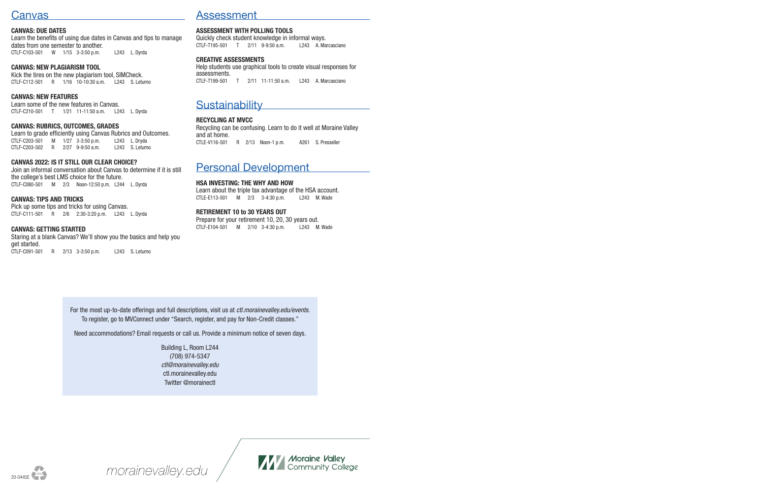## Canvas

**CANVAS: DUE DATES**
Learn the benefits of using due dates in Canvas and tips to manage dates from one semester to another.
CTLF-C103-501 W 1/15 3-3:50 p.m. L243 L. Dyrda

**CANVAS: NEW PLAGIARISM TOOL**
Kick the tires on the new plagiarism tool, SIMCheck.
CTLF-C112-501 R 1/16 10-10:30 a.m. L243 S. Leturno

**CANVAS: NEW FEATURES**
Learn some of the new features in Canvas.
CTLF-C210-501 T 1/21 11-11:50 a.m. L243 L. Dyrda

**CANVAS: RUBRICS, OUTCOMES, GRADES**
Learn to grade efficiently using Canvas Rubrics and Outcomes.
CTLF-C203-501 M 1/27 3-3:50 p.m. L243 L. Dryda
CTLF-C203-502 R 2/27 9-9:50 a.m. L243 S. Leturno

**CANVAS 2022: IS IT STILL OUR CLEAR CHOICE?**
Join an informal conversation about Canvas to determine if it is still the college's best LMS choice for the future.
CTLF-C080-501 M 2/3 Noon-12:50 p.m. L244 L. Dyrda

**CANVAS: TIPS AND TRICKS**
Pick up some tips and tricks for using Canvas.
CTLF-C111-501 R 2/6 2:30-3:20 p.m. L243 L. Dyrda

**CANVAS: GETTING STARTED**
Staring at a blank Canvas? We'll show you the basics and help you get started.
CTLF-C091-501 R 2/13 3-3:50 p.m. L243 S. Leturno

## Assessment

**ASSESSMENT WITH POLLING TOOLS**
Quickly check student knowledge in informal ways.
CTLF-T195-501 T 2/11 9-9:50 a.m. L243 A. Marcasciano

**CREATIVE ASSESSMENTS**
Help students use graphical tools to create visual responses for assessments.
CTLF-T199-501 T 2/11 11-11:50 a.m. L243 A. Marcasciano

## Sustainability

**RECYCLING AT MVCC**
Recycling can be confusing. Learn to do it well at Moraine Valley and at home.
CTLE-V116-501 R 2/13 Noon-1 p.m. A261 S. Presseller

## Personal Development

**HSA INVESTING: THE WHY AND HOW**
Learn about the triple tax advantage of the HSA account.
CTLE-E113-501 M 2/3 3-4:30 p.m. L243 M. Wade

**RETIREMENT 10 to 30 YEARS OUT**
Prepare for your retirement 10, 20, 30 years out.
CTLF-E104-501 M 2/10 3-4:30 p.m. L243 M. Wade

For the most up-to-date offerings and full descriptions, visit us at *ctl.morainevalley.edu/events*.
To register, go to MVConnect under "Search, register, and pay for Non-Credit classes."

Need accommodations? Email requests or call us. Provide a minimum notice of seven days.

Building L, Room L244
(708) 974-5347
*ctl@morainevalley.edu*
ctl.morainevalley.edu
Twitter @morainectl

20-0445E

morainevalley.edu

Moraine Valley Community College